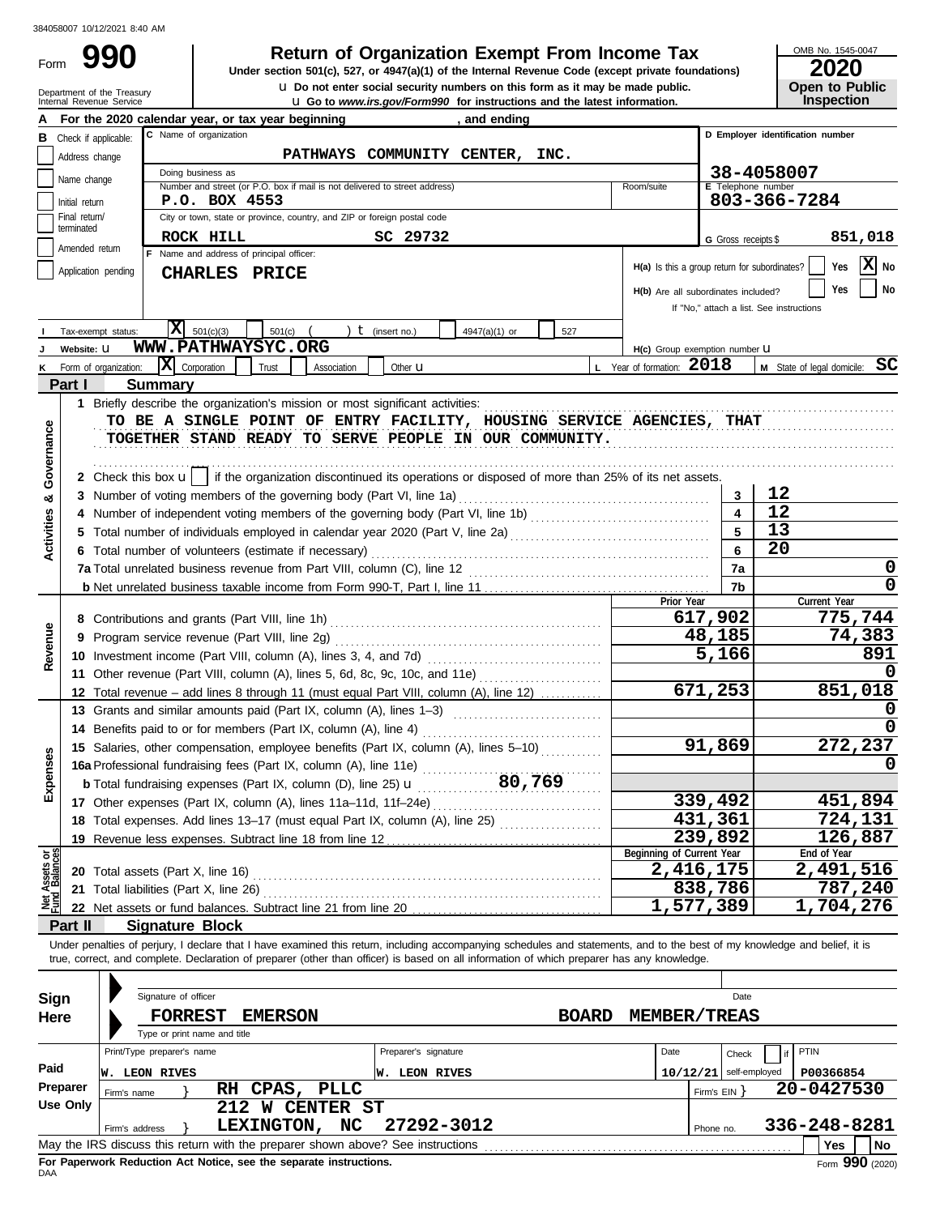384058007 10/12/2021 8:40 AM

Form **990**

# Return of Organization Exempt From Income Tax

**Under section 501(c), 527, or 4947(a)(1) of the Internal Revenue Code (except private foundations)**

u **Do not enter social security numbers on this form as it may be made public.**

u **Go to *www.irs.gov/Form990* for instructions and the latest information.**

Department of the Treasury
Internal Revenue Service

OMB No. 1545-0047

**2020**

**Open to Public Inspection**

**A** For the 2020 calendar year, or tax year beginning , and ending

**B** Check if applicable:
- Address change
- Name change
- Initial return
- Final return/terminated
- Amended return
- Application pending

**C** Name of organization: **PATHWAYS COMMUNITY CENTER, INC.**

Doing business as

Number and street (or P.O. box if mail is not delivered to street address): **P.O. BOX 4553** Room/suite

City or town, state or province, country, and ZIP or foreign postal code: **ROCK HILL SC 29732**

**D** Employer identification number: **38-4058007**

**E** Telephone number: **803-366-7284**

**G** Gross receipts $ **851,018**

**F** Name and address of principal officer: **CHARLES PRICE**

**H(a)** Is this a group return for subordinates? Yes [X] No

**H(b)** Are all subordinates included? Yes No
If "No," attach a list. See instructions

**I** Tax-exempt status: [X] 501(c)(3) 501(c) ( ) t (insert no.) 4947(a)(1) or 527

**J** Website: u **WWW.PATHWAYSYC.ORG**

**H(c)** Group exemption number u

**K** Form of organization: [X] Corporation Trust Association Other u

**L** Year of formation: **2018**

**M** State of legal domicile: **SC**

## Part I Summary

**Activities & Governance**

1 Briefly describe the organization's mission or most significant activities:
TO BE A SINGLE POINT OF ENTRY FACILITY, HOUSING SERVICE AGENCIES, THAT TOGETHER STAND READY TO SERVE PEOPLE IN OUR COMMUNITY.

2 Check this box u [ ] if the organization discontinued its operations or disposed of more than 25% of its net assets.

| | | | |
|---|---|---|---|
| 3 | Number of voting members of the governing body (Part VI, line 1a) | 3 | 12 |
| 4 | Number of independent voting members of the governing body (Part VI, line 1b) | 4 | 12 |
| 5 | Total number of individuals employed in calendar year 2020 (Part V, line 2a) | 5 | 13 |
| 6 | Total number of volunteers (estimate if necessary) | 6 | 20 |
| 7a | Total unrelated business revenue from Part VIII, column (C), line 12 | 7a | 0 |
| b | Net unrelated business taxable income from Form 990-T, Part I, line 11 | 7b | 0 |

| | | Prior Year | Current Year |
|---|---|---|---|
| **Revenue** | | | |
| 8 | Contributions and grants (Part VIII, line 1h) | 617,902 | 775,744 |
| 9 | Program service revenue (Part VIII, line 2g) | 48,185 | 74,383 |
| 10 | Investment income (Part VIII, column (A), lines 3, 4, and 7d) | 5,166 | 891 |
| 11 | Other revenue (Part VIII, column (A), lines 5, 6d, 8c, 9c, 10c, and 11e) | | 0 |
| 12 | Total revenue – add lines 8 through 11 (must equal Part VIII, column (A), line 12) | 671,253 | 851,018 |
| **Expenses** | | | |
| 13 | Grants and similar amounts paid (Part IX, column (A), lines 1–3) | | 0 |
| 14 | Benefits paid to or for members (Part IX, column (A), line 4) | | 0 |
| 15 | Salaries, other compensation, employee benefits (Part IX, column (A), lines 5–10) | 91,869 | 272,237 |
| 16a | Professional fundraising fees (Part IX, column (A), line 11e) | | 0 |
| b | Total fundraising expenses (Part IX, column (D), line 25) u 80,769 | | |
| 17 | Other expenses (Part IX, column (A), lines 11a–11d, 11f–24e) | 339,492 | 451,894 |
| 18 | Total expenses. Add lines 13–17 (must equal Part IX, column (A), line 25) | 431,361 | 724,131 |
| 19 | Revenue less expenses. Subtract line 18 from line 12 | 239,892 | 126,887 |
| **Net Assets or Fund Balances** | | **Beginning of Current Year** | **End of Year** |
| 20 | Total assets (Part X, line 16) | 2,416,175 | 2,491,516 |
| 21 | Total liabilities (Part X, line 26) | 838,786 | 787,240 |
| 22 | Net assets or fund balances. Subtract line 21 from line 20 | 1,577,389 | 1,704,276 |

## Part II Signature Block

Under penalties of perjury, I declare that I have examined this return, including accompanying schedules and statements, and to the best of my knowledge and belief, it is true, correct, and complete. Declaration of preparer (other than officer) is based on all information of which preparer has any knowledge.

**Sign Here**

Signature of officer / Date

FORREST EMERSON BOARD MEMBER/TREAS

Type or print name and title

**Paid Preparer Use Only**

| Print/Type preparer's name | Preparer's signature | Date | Check if self-employed | PTIN |
|---|---|---|---|---|
| W. LEON RIVES | W. LEON RIVES | 10/12/21 | | P00366854 |

Firm's name } RH CPAS, PLLC — Firm's EIN } 20-0427530

Firm's address } 212 W CENTER ST, LEXINGTON, NC 27292-3012 — Phone no. 336-248-8281

May the IRS discuss this return with the preparer shown above? See instructions Yes No

**For Paperwork Reduction Act Notice, see the separate instructions.**

DAA

Form **990** (2020)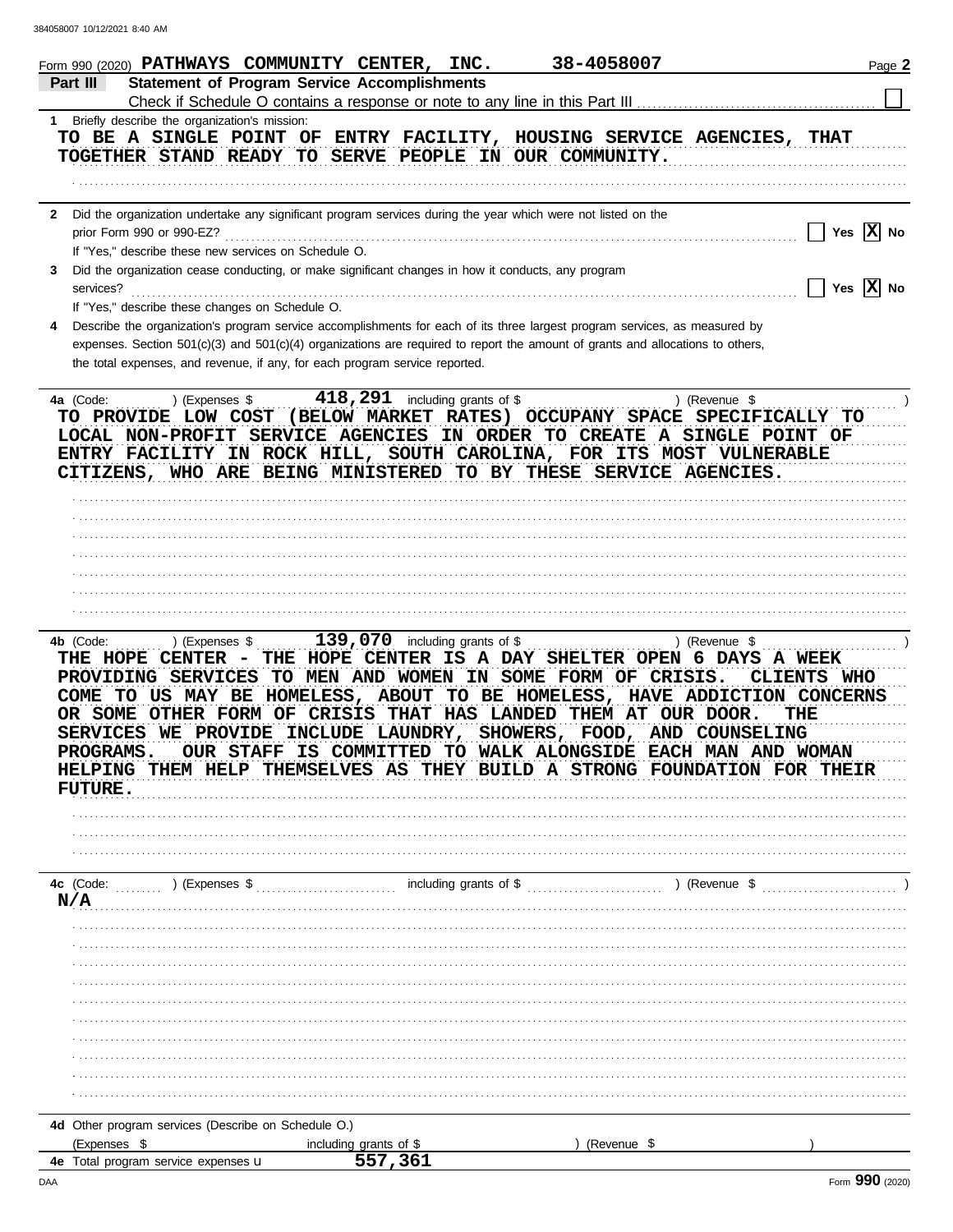Form 990 (2020) **PATHWAYS COMMUNITY CENTER, INC.** **38-4058007** Page **2**

**Part III** **Statement of Program Service Accomplishments**

Check if Schedule O contains a response or note to any line in this Part III ☐

1 Briefly describe the organization's mission:

TO BE A SINGLE POINT OF ENTRY FACILITY, HOUSING SERVICE AGENCIES, THAT TOGETHER STAND READY TO SERVE PEOPLE IN OUR COMMUNITY.

2 Did the organization undertake any significant program services during the year which were not listed on the prior Form 990 or 990-EZ? ☐ Yes ☒ No

If "Yes," describe these new services on Schedule O.

3 Did the organization cease conducting, or make significant changes in how it conducts, any program services? ☐ Yes ☒ No

If "Yes," describe these changes on Schedule O.

4 Describe the organization's program service accomplishments for each of its three largest program services, as measured by expenses. Section 501(c)(3) and 501(c)(4) organizations are required to report the amount of grants and allocations to others, the total expenses, and revenue, if any, for each program service reported.

4a (Code: ) (Expenses $ **418,291** including grants of $ ) (Revenue $ )

TO PROVIDE LOW COST (BELOW MARKET RATES) OCCUPANY SPACE SPECIFICALLY TO LOCAL NON-PROFIT SERVICE AGENCIES IN ORDER TO CREATE A SINGLE POINT OF ENTRY FACILITY IN ROCK HILL, SOUTH CAROLINA, FOR ITS MOST VULNERABLE CITIZENS, WHO ARE BEING MINISTERED TO BY THESE SERVICE AGENCIES.

4b (Code: ) (Expenses $ **139,070** including grants of $ ) (Revenue $ )

THE HOPE CENTER - THE HOPE CENTER IS A DAY SHELTER OPEN 6 DAYS A WEEK PROVIDING SERVICES TO MEN AND WOMEN IN SOME FORM OF CRISIS. CLIENTS WHO COME TO US MAY BE HOMELESS, ABOUT TO BE HOMELESS, HAVE ADDICTION CONCERNS OR SOME OTHER FORM OF CRISIS THAT HAS LANDED THEM AT OUR DOOR. THE SERVICES WE PROVIDE INCLUDE LAUNDRY, SHOWERS, FOOD, AND COUNSELING PROGRAMS. OUR STAFF IS COMMITTED TO WALK ALONGSIDE EACH MAN AND WOMAN HELPING THEM HELP THEMSELVES AS THEY BUILD A STRONG FOUNDATION FOR THEIR FUTURE.

4c (Code: ) (Expenses $ including grants of $ ) (Revenue $ )

N/A

4d Other program services (Describe on Schedule O.)

(Expenses $ including grants of $ ) (Revenue $ )

4e Total program service expenses **557,361**

Form **990** (2020)